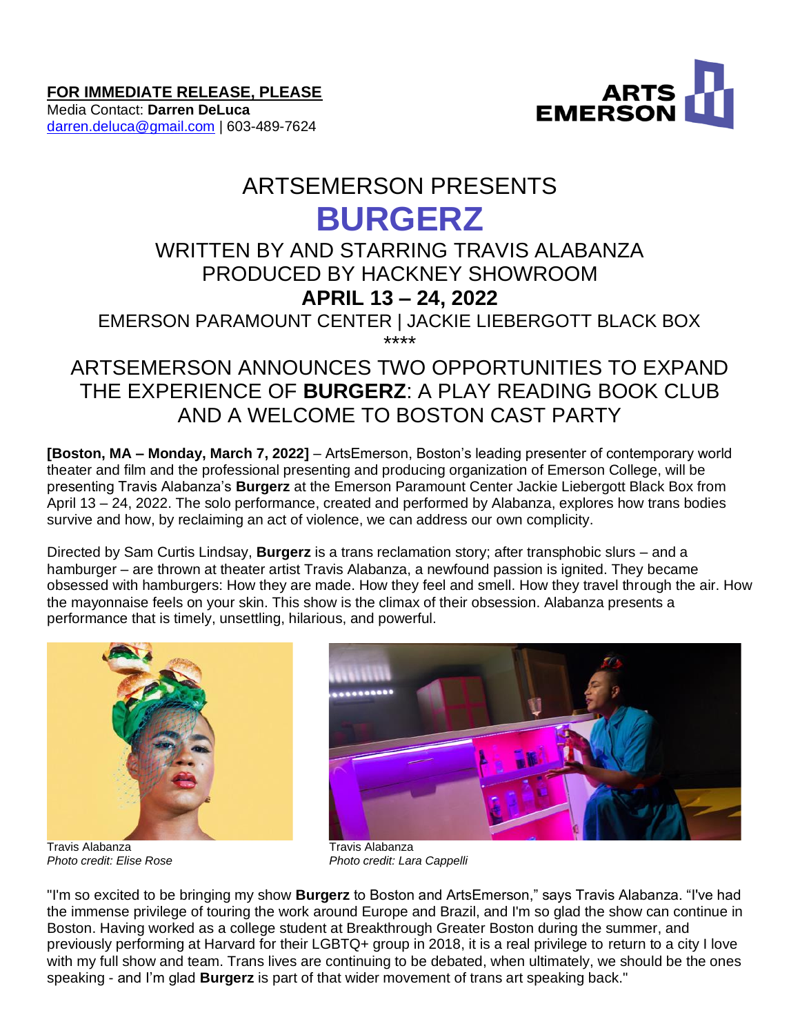**FOR IMMEDIATE RELEASE, PLEASE**
Media Contact: **Darren DeLuca**
darren.deluca@gmail.com | 603-489-7624

ARTS EMERSON

# ARTSEMERSON PRESENTS

# BURGERZ

## WRITTEN BY AND STARRING TRAVIS ALABANZA
## PRODUCED BY HACKNEY SHOWROOM
## APRIL 13 – 24, 2022
## EMERSON PARAMOUNT CENTER | JACKIE LIEBERGOTT BLACK BOX

****

## ARTSEMERSON ANNOUNCES TWO OPPORTUNITIES TO EXPAND THE EXPERIENCE OF **BURGERZ**: A PLAY READING BOOK CLUB AND A WELCOME TO BOSTON CAST PARTY

**[Boston, MA – Monday, March 7, 2022]** – ArtsEmerson, Boston's leading presenter of contemporary world theater and film and the professional presenting and producing organization of Emerson College, will be presenting Travis Alabanza's **Burgerz** at the Emerson Paramount Center Jackie Liebergott Black Box from April 13 – 24, 2022. The solo performance, created and performed by Alabanza, explores how trans bodies survive and how, by reclaiming an act of violence, we can address our own complicity.

Directed by Sam Curtis Lindsay, **Burgerz** is a trans reclamation story; after transphobic slurs – and a hamburger – are thrown at theater artist Travis Alabanza, a newfound passion is ignited. They became obsessed with hamburgers: How they are made. How they feel and smell. How they travel through the air. How the mayonnaise feels on your skin. This show is the climax of their obsession. Alabanza presents a performance that is timely, unsettling, hilarious, and powerful.

Travis Alabanza
*Photo credit: Elise Rose*

Travis Alabanza
*Photo credit: Lara Cappelli*

"I'm so excited to be bringing my show **Burgerz** to Boston and ArtsEmerson," says Travis Alabanza. "I've had the immense privilege of touring the work around Europe and Brazil, and I'm so glad the show can continue in Boston. Having worked as a college student at Breakthrough Greater Boston during the summer, and previously performing at Harvard for their LGBTQ+ group in 2018, it is a real privilege to return to a city I love with my full show and team. Trans lives are continuing to be debated, when ultimately, we should be the ones speaking - and I'm glad **Burgerz** is part of that wider movement of trans art speaking back."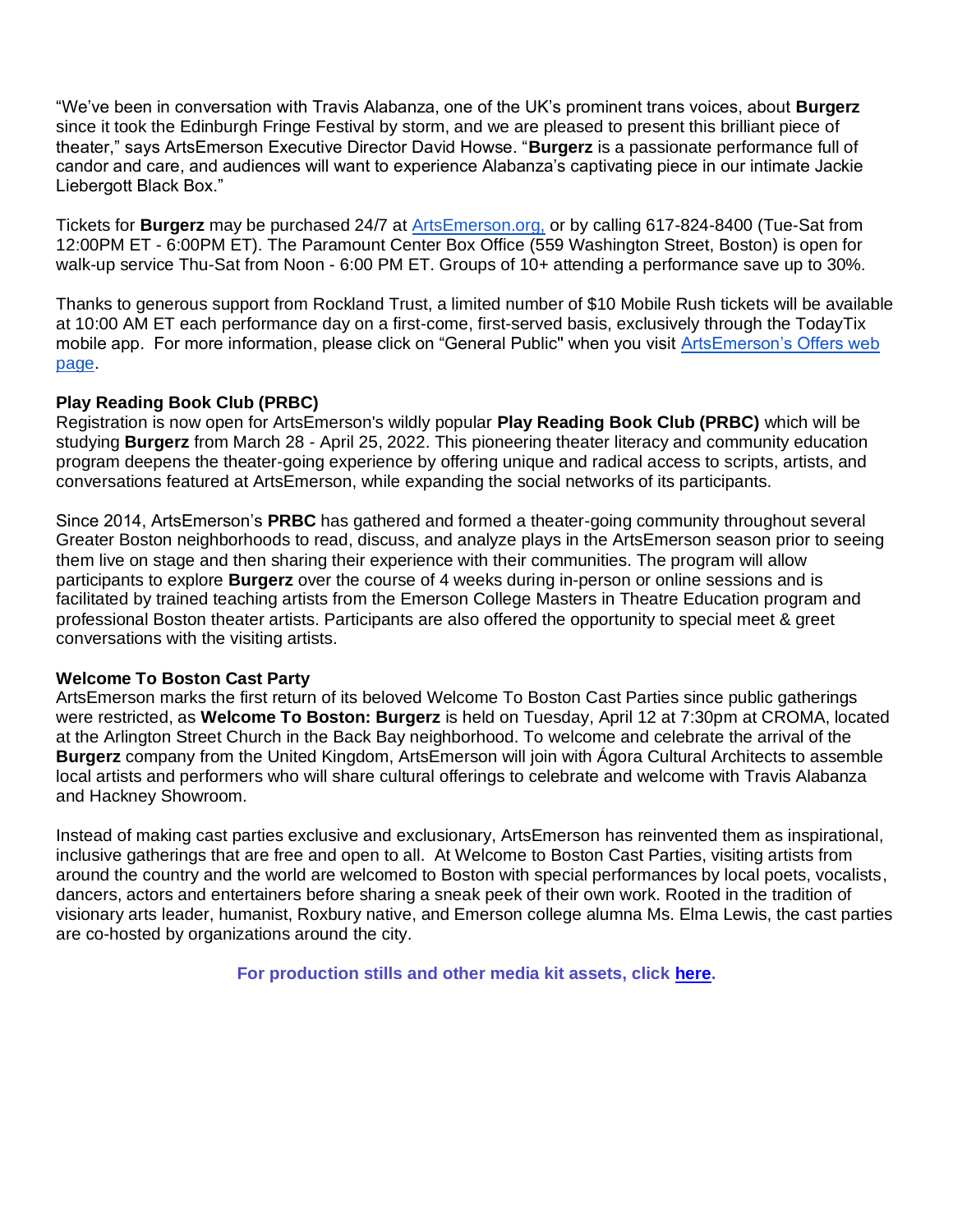"We've been in conversation with Travis Alabanza, one of the UK's prominent trans voices, about **Burgerz** since it took the Edinburgh Fringe Festival by storm, and we are pleased to present this brilliant piece of theater," says ArtsEmerson Executive Director David Howse. "**Burgerz** is a passionate performance full of candor and care, and audiences will want to experience Alabanza's captivating piece in our intimate Jackie Liebergott Black Box."

Tickets for **Burgerz** may be purchased 24/7 at [ArtsEmerson.org,](ArtsEmerson.org) or by calling 617-824-8400 (Tue-Sat from 12:00PM ET - 6:00PM ET). The Paramount Center Box Office (559 Washington Street, Boston) is open for walk-up service Thu-Sat from Noon - 6:00 PM ET. Groups of 10+ attending a performance save up to 30%.

Thanks to generous support from Rockland Trust, a limited number of $10 Mobile Rush tickets will be available at 10:00 AM ET each performance day on a first-come, first-served basis, exclusively through the TodayTix mobile app. For more information, please click on "General Public" when you visit ArtsEmerson's Offers web page.

**Play Reading Book Club (PRBC)**

Registration is now open for ArtsEmerson's wildly popular **Play Reading Book Club (PRBC)** which will be studying **Burgerz** from March 28 - April 25, 2022. This pioneering theater literacy and community education program deepens the theater-going experience by offering unique and radical access to scripts, artists, and conversations featured at ArtsEmerson, while expanding the social networks of its participants.

Since 2014, ArtsEmerson's **PRBC** has gathered and formed a theater-going community throughout several Greater Boston neighborhoods to read, discuss, and analyze plays in the ArtsEmerson season prior to seeing them live on stage and then sharing their experience with their communities. The program will allow participants to explore **Burgerz** over the course of 4 weeks during in-person or online sessions and is facilitated by trained teaching artists from the Emerson College Masters in Theatre Education program and professional Boston theater artists. Participants are also offered the opportunity to special meet & greet conversations with the visiting artists.

**Welcome To Boston Cast Party**

ArtsEmerson marks the first return of its beloved Welcome To Boston Cast Parties since public gatherings were restricted, as **Welcome To Boston: Burgerz** is held on Tuesday, April 12 at 7:30pm at CROMA, located at the Arlington Street Church in the Back Bay neighborhood. To welcome and celebrate the arrival of the **Burgerz** company from the United Kingdom, ArtsEmerson will join with Ágora Cultural Architects to assemble local artists and performers who will share cultural offerings to celebrate and welcome with Travis Alabanza and Hackney Showroom.

Instead of making cast parties exclusive and exclusionary, ArtsEmerson has reinvented them as inspirational, inclusive gatherings that are free and open to all. At Welcome to Boston Cast Parties, visiting artists from around the country and the world are welcomed to Boston with special performances by local poets, vocalists, dancers, actors and entertainers before sharing a sneak peek of their own work. Rooted in the tradition of visionary arts leader, humanist, Roxbury native, and Emerson college alumna Ms. Elma Lewis, the cast parties are co-hosted by organizations around the city.

**For production stills and other media kit assets, click here.**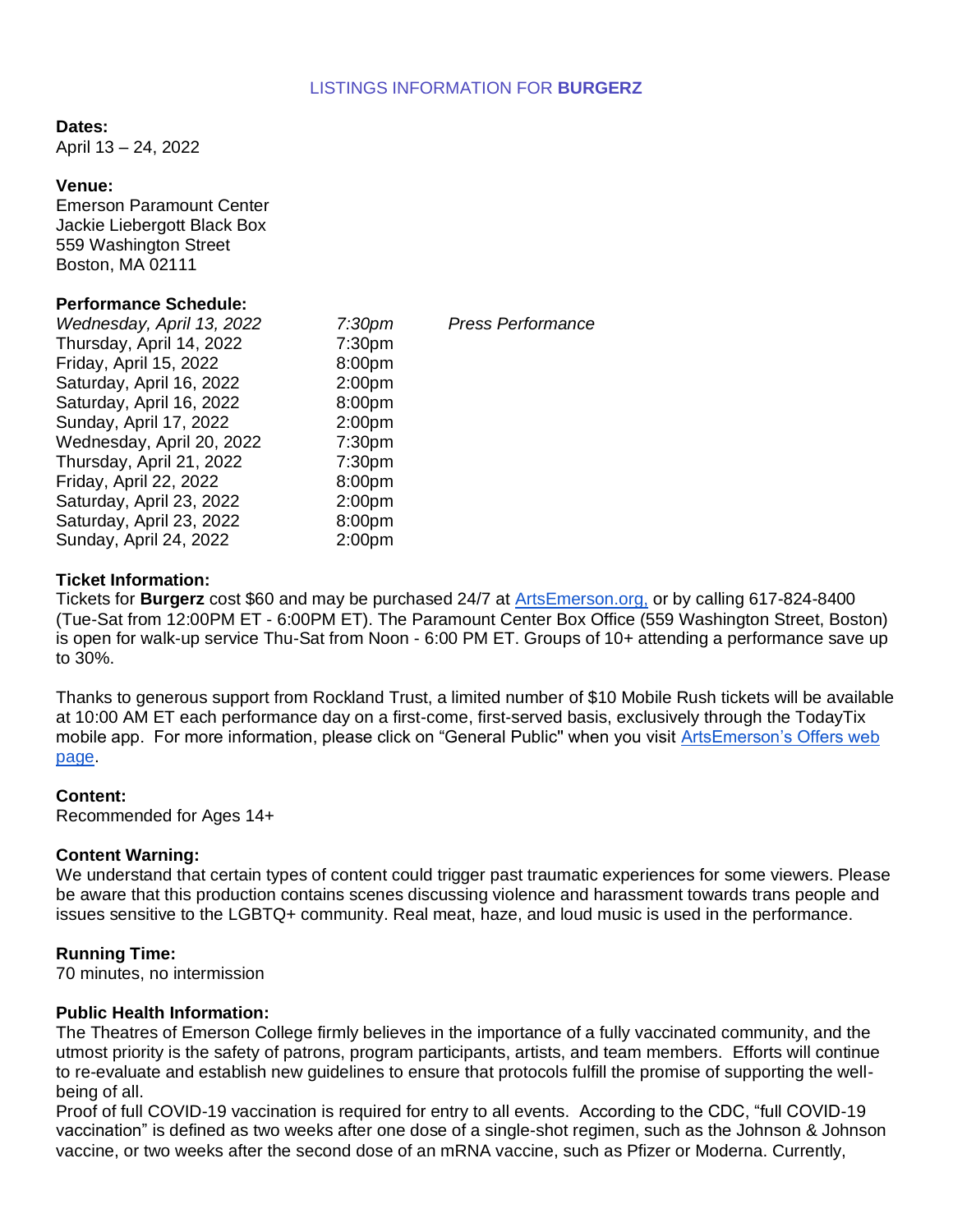## LISTINGS INFORMATION FOR **BURGERZ**

**Dates:**
April 13 – 24, 2022

**Venue:**
Emerson Paramount Center
Jackie Liebergott Black Box
559 Washington Street
Boston, MA 02111

**Performance Schedule:**

| | | |
|---|---|---|
| *Wednesday, April 13, 2022* | *7:30pm* | *Press Performance* |
| Thursday, April 14, 2022 | 7:30pm | |
| Friday, April 15, 2022 | 8:00pm | |
| Saturday, April 16, 2022 | 2:00pm | |
| Saturday, April 16, 2022 | 8:00pm | |
| Sunday, April 17, 2022 | 2:00pm | |
| Wednesday, April 20, 2022 | 7:30pm | |
| Thursday, April 21, 2022 | 7:30pm | |
| Friday, April 22, 2022 | 8:00pm | |
| Saturday, April 23, 2022 | 2:00pm | |
| Saturday, April 23, 2022 | 8:00pm | |
| Sunday, April 24, 2022 | 2:00pm | |

**Ticket Information:**
Tickets for **Burgerz** cost $60 and may be purchased 24/7 at [ArtsEmerson.org,](ArtsEmerson.org) or by calling 617-824-8400 (Tue-Sat from 12:00PM ET - 6:00PM ET). The Paramount Center Box Office (559 Washington Street, Boston) is open for walk-up service Thu-Sat from Noon - 6:00 PM ET. Groups of 10+ attending a performance save up to 30%.

Thanks to generous support from Rockland Trust, a limited number of $10 Mobile Rush tickets will be available at 10:00 AM ET each performance day on a first-come, first-served basis, exclusively through the TodayTix mobile app. For more information, please click on "General Public" when you visit ArtsEmerson's Offers web page.

**Content:**
Recommended for Ages 14+

**Content Warning:**
We understand that certain types of content could trigger past traumatic experiences for some viewers. Please be aware that this production contains scenes discussing violence and harassment towards trans people and issues sensitive to the LGBTQ+ community. Real meat, haze, and loud music is used in the performance.

**Running Time:**
70 minutes, no intermission

**Public Health Information:**
The Theatres of Emerson College firmly believes in the importance of a fully vaccinated community, and the utmost priority is the safety of patrons, program participants, artists, and team members. Efforts will continue to re-evaluate and establish new guidelines to ensure that protocols fulfill the promise of supporting the well-being of all.
Proof of full COVID-19 vaccination is required for entry to all events. According to the CDC, "full COVID-19 vaccination" is defined as two weeks after one dose of a single-shot regimen, such as the Johnson & Johnson vaccine, or two weeks after the second dose of an mRNA vaccine, such as Pfizer or Moderna. Currently,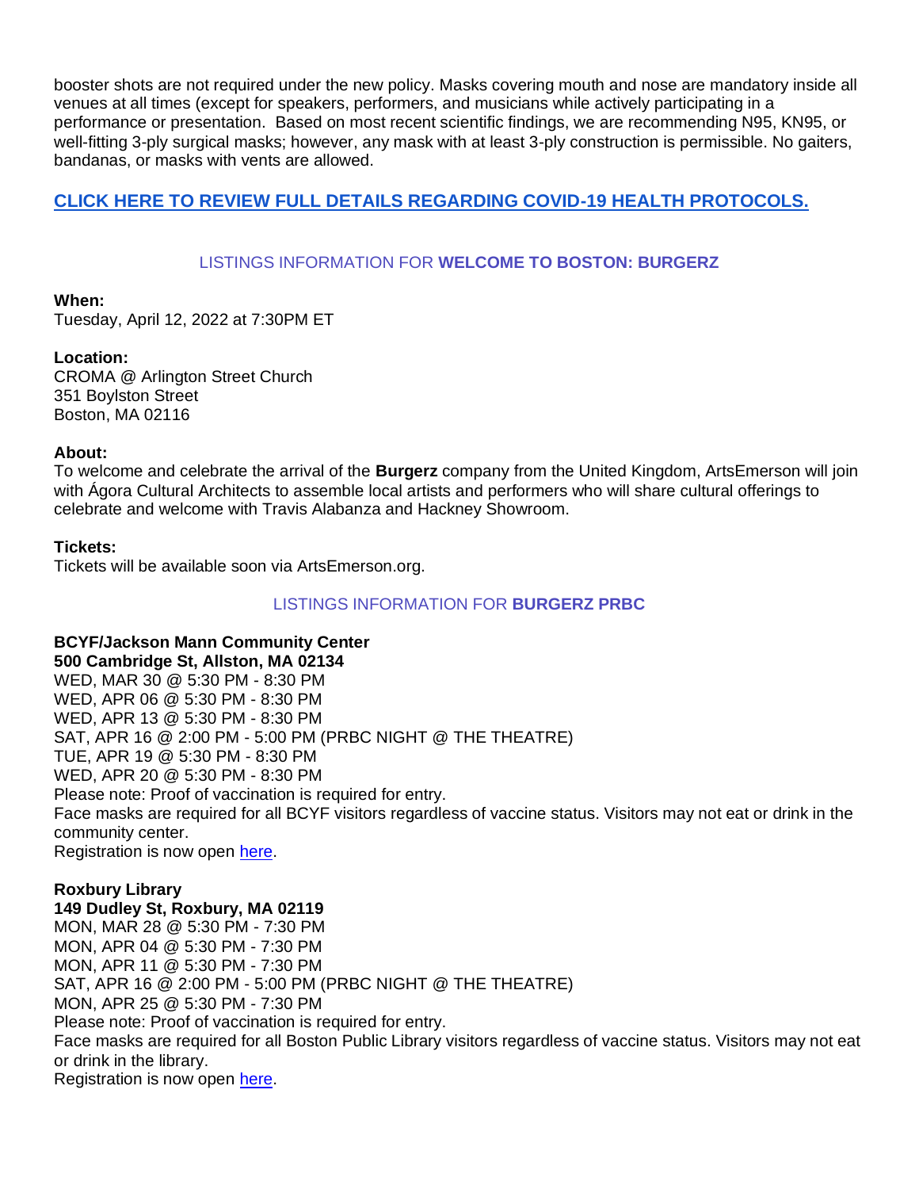booster shots are not required under the new policy. Masks covering mouth and nose are mandatory inside all venues at all times (except for speakers, performers, and musicians while actively participating in a performance or presentation. Based on most recent scientific findings, we are recommending N95, KN95, or well-fitting 3-ply surgical masks; however, any mask with at least 3-ply construction is permissible. No gaiters, bandanas, or masks with vents are allowed.

**CLICK HERE TO REVIEW FULL DETAILS REGARDING COVID-19 HEALTH PROTOCOLS.**

## LISTINGS INFORMATION FOR **WELCOME TO BOSTON: BURGERZ**

**When:**
Tuesday, April 12, 2022 at 7:30PM ET

**Location:**
CROMA @ Arlington Street Church
351 Boylston Street
Boston, MA 02116

**About:**
To welcome and celebrate the arrival of the **Burgerz** company from the United Kingdom, ArtsEmerson will join with Ágora Cultural Architects to assemble local artists and performers who will share cultural offerings to celebrate and welcome with Travis Alabanza and Hackney Showroom.

**Tickets:**
Tickets will be available soon via ArtsEmerson.org.

## LISTINGS INFORMATION FOR **BURGERZ PRBC**

**BCYF/Jackson Mann Community Center**
**500 Cambridge St, Allston, MA 02134**
WED, MAR 30 @ 5:30 PM - 8:30 PM
WED, APR 06 @ 5:30 PM - 8:30 PM
WED, APR 13 @ 5:30 PM - 8:30 PM
SAT, APR 16 @ 2:00 PM - 5:00 PM (PRBC NIGHT @ THE THEATRE)
TUE, APR 19 @ 5:30 PM - 8:30 PM
WED, APR 20 @ 5:30 PM - 8:30 PM
Please note: Proof of vaccination is required for entry.
Face masks are required for all BCYF visitors regardless of vaccine status. Visitors may not eat or drink in the community center.
Registration is now open here.

**Roxbury Library**
**149 Dudley St, Roxbury, MA 02119**
MON, MAR 28 @ 5:30 PM - 7:30 PM
MON, APR 04 @ 5:30 PM - 7:30 PM
MON, APR 11 @ 5:30 PM - 7:30 PM
SAT, APR 16 @ 2:00 PM - 5:00 PM (PRBC NIGHT @ THE THEATRE)
MON, APR 25 @ 5:30 PM - 7:30 PM
Please note: Proof of vaccination is required for entry.
Face masks are required for all Boston Public Library visitors regardless of vaccine status. Visitors may not eat or drink in the library.
Registration is now open here.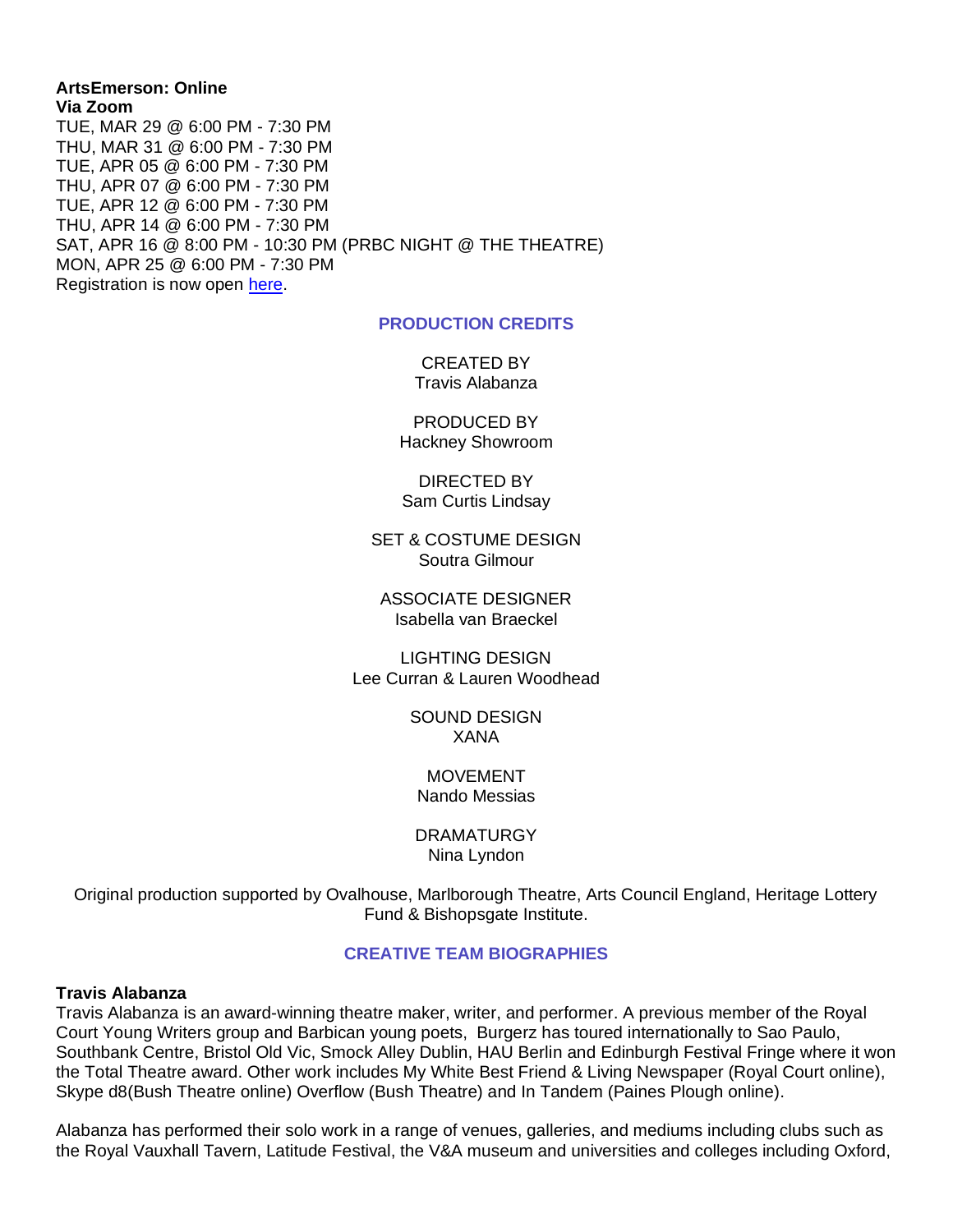**ArtsEmerson: Online**
**Via Zoom**
TUE, MAR 29 @ 6:00 PM - 7:30 PM
THU, MAR 31 @ 6:00 PM - 7:30 PM
TUE, APR 05 @ 6:00 PM - 7:30 PM
THU, APR 07 @ 6:00 PM - 7:30 PM
TUE, APR 12 @ 6:00 PM - 7:30 PM
THU, APR 14 @ 6:00 PM - 7:30 PM
SAT, APR 16 @ 8:00 PM - 10:30 PM (PRBC NIGHT @ THE THEATRE)
MON, APR 25 @ 6:00 PM - 7:30 PM
Registration is now open here.

## PRODUCTION CREDITS

CREATED BY
Travis Alabanza

PRODUCED BY
Hackney Showroom

DIRECTED BY
Sam Curtis Lindsay

SET & COSTUME DESIGN
Soutra Gilmour

ASSOCIATE DESIGNER
Isabella van Braeckel

LIGHTING DESIGN
Lee Curran & Lauren Woodhead

SOUND DESIGN
XANA

MOVEMENT
Nando Messias

DRAMATURGY
Nina Lyndon

Original production supported by Ovalhouse, Marlborough Theatre, Arts Council England, Heritage Lottery Fund & Bishopsgate Institute.

## CREATIVE TEAM BIOGRAPHIES

**Travis Alabanza**
Travis Alabanza is an award-winning theatre maker, writer, and performer. A previous member of the Royal Court Young Writers group and Barbican young poets, Burgerz has toured internationally to Sao Paulo, Southbank Centre, Bristol Old Vic, Smock Alley Dublin, HAU Berlin and Edinburgh Festival Fringe where it won the Total Theatre award. Other work includes My White Best Friend & Living Newspaper (Royal Court online), Skype d8(Bush Theatre online) Overflow (Bush Theatre) and In Tandem (Paines Plough online).

Alabanza has performed their solo work in a range of venues, galleries, and mediums including clubs such as the Royal Vauxhall Tavern, Latitude Festival, the V&A museum and universities and colleges including Oxford,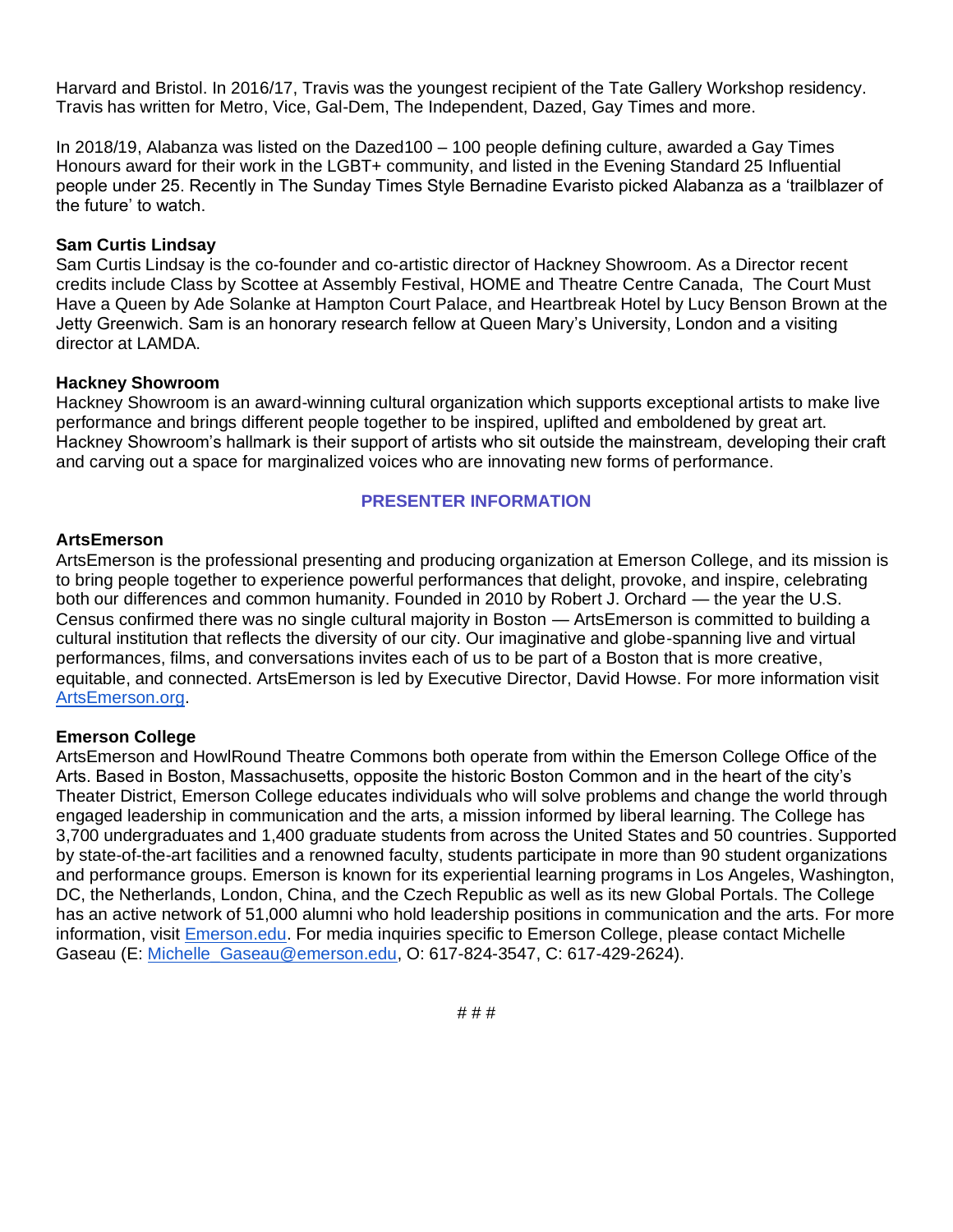Harvard and Bristol. In 2016/17, Travis was the youngest recipient of the Tate Gallery Workshop residency. Travis has written for Metro, Vice, Gal-Dem, The Independent, Dazed, Gay Times and more.

In 2018/19, Alabanza was listed on the Dazed100 – 100 people defining culture, awarded a Gay Times Honours award for their work in the LGBT+ community, and listed in the Evening Standard 25 Influential people under 25. Recently in The Sunday Times Style Bernadine Evaristo picked Alabanza as a 'trailblazer of the future' to watch.

**Sam Curtis Lindsay**
Sam Curtis Lindsay is the co-founder and co-artistic director of Hackney Showroom. As a Director recent credits include Class by Scottee at Assembly Festival, HOME and Theatre Centre Canada, The Court Must Have a Queen by Ade Solanke at Hampton Court Palace, and Heartbreak Hotel by Lucy Benson Brown at the Jetty Greenwich. Sam is an honorary research fellow at Queen Mary's University, London and a visiting director at LAMDA.

**Hackney Showroom**
Hackney Showroom is an award-winning cultural organization which supports exceptional artists to make live performance and brings different people together to be inspired, uplifted and emboldened by great art. Hackney Showroom's hallmark is their support of artists who sit outside the mainstream, developing their craft and carving out a space for marginalized voices who are innovating new forms of performance.

## PRESENTER INFORMATION

**ArtsEmerson**
ArtsEmerson is the professional presenting and producing organization at Emerson College, and its mission is to bring people together to experience powerful performances that delight, provoke, and inspire, celebrating both our differences and common humanity. Founded in 2010 by Robert J. Orchard — the year the U.S. Census confirmed there was no single cultural majority in Boston — ArtsEmerson is committed to building a cultural institution that reflects the diversity of our city. Our imaginative and globe-spanning live and virtual performances, films, and conversations invites each of us to be part of a Boston that is more creative, equitable, and connected. ArtsEmerson is led by Executive Director, David Howse. For more information visit [ArtsEmerson.org](ArtsEmerson.org).

**Emerson College**
ArtsEmerson and HowlRound Theatre Commons both operate from within the Emerson College Office of the Arts. Based in Boston, Massachusetts, opposite the historic Boston Common and in the heart of the city's Theater District, Emerson College educates individuals who will solve problems and change the world through engaged leadership in communication and the arts, a mission informed by liberal learning. The College has 3,700 undergraduates and 1,400 graduate students from across the United States and 50 countries. Supported by state-of-the-art facilities and a renowned faculty, students participate in more than 90 student organizations and performance groups. Emerson is known for its experiential learning programs in Los Angeles, Washington, DC, the Netherlands, London, China, and the Czech Republic as well as its new Global Portals. The College has an active network of 51,000 alumni who hold leadership positions in communication and the arts. For more information, visit [Emerson.edu](Emerson.edu). For media inquiries specific to Emerson College, please contact Michelle Gaseau (E: Michelle_Gaseau@emerson.edu, O: 617-824-3547, C: 617-429-2624).

# # #